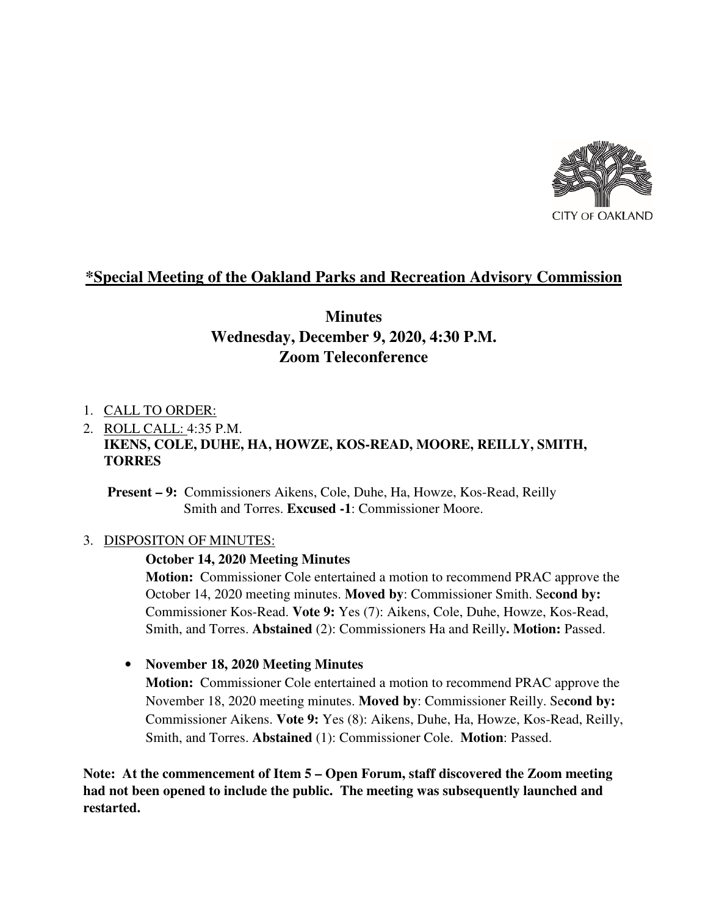CITY OF OAKLAND

## *Special Meeting of the Oakland Parks and Recreation Advisory Commission

## Minutes
## Wednesday, December 9, 2020, 4:30 P.M.
## Zoom Teleconference

1. CALL TO ORDER:
2. ROLL CALL: 4:35 P.M.
   **IKENS, COLE, DUHE, HA, HOWZE, KOS-READ, MOORE, REILLY, SMITH, TORRES**

   **Present – 9:** Commissioners Aikens, Cole, Duhe, Ha, Howze, Kos-Read, Reilly Smith and Torres. **Excused -1**: Commissioner Moore.

3. DISPOSITON OF MINUTES:

   **October 14, 2020 Meeting Minutes**
   **Motion:** Commissioner Cole entertained a motion to recommend PRAC approve the October 14, 2020 meeting minutes. **Moved by**: Commissioner Smith. Se**cond by:** Commissioner Kos-Read. **Vote 9:** Yes (7): Aikens, Cole, Duhe, Howze, Kos-Read, Smith, and Torres. **Abstained** (2): Commissioners Ha and Reilly**. Motion:** Passed.

   - **November 18, 2020 Meeting Minutes**
     **Motion:** Commissioner Cole entertained a motion to recommend PRAC approve the November 18, 2020 meeting minutes. **Moved by**: Commissioner Reilly. Se**cond by:** Commissioner Aikens. **Vote 9:** Yes (8): Aikens, Duhe, Ha, Howze, Kos-Read, Reilly, Smith, and Torres. **Abstained** (1): Commissioner Cole. **Motion**: Passed.

**Note: At the commencement of Item 5 – Open Forum, staff discovered the Zoom meeting had not been opened to include the public. The meeting was subsequently launched and restarted.**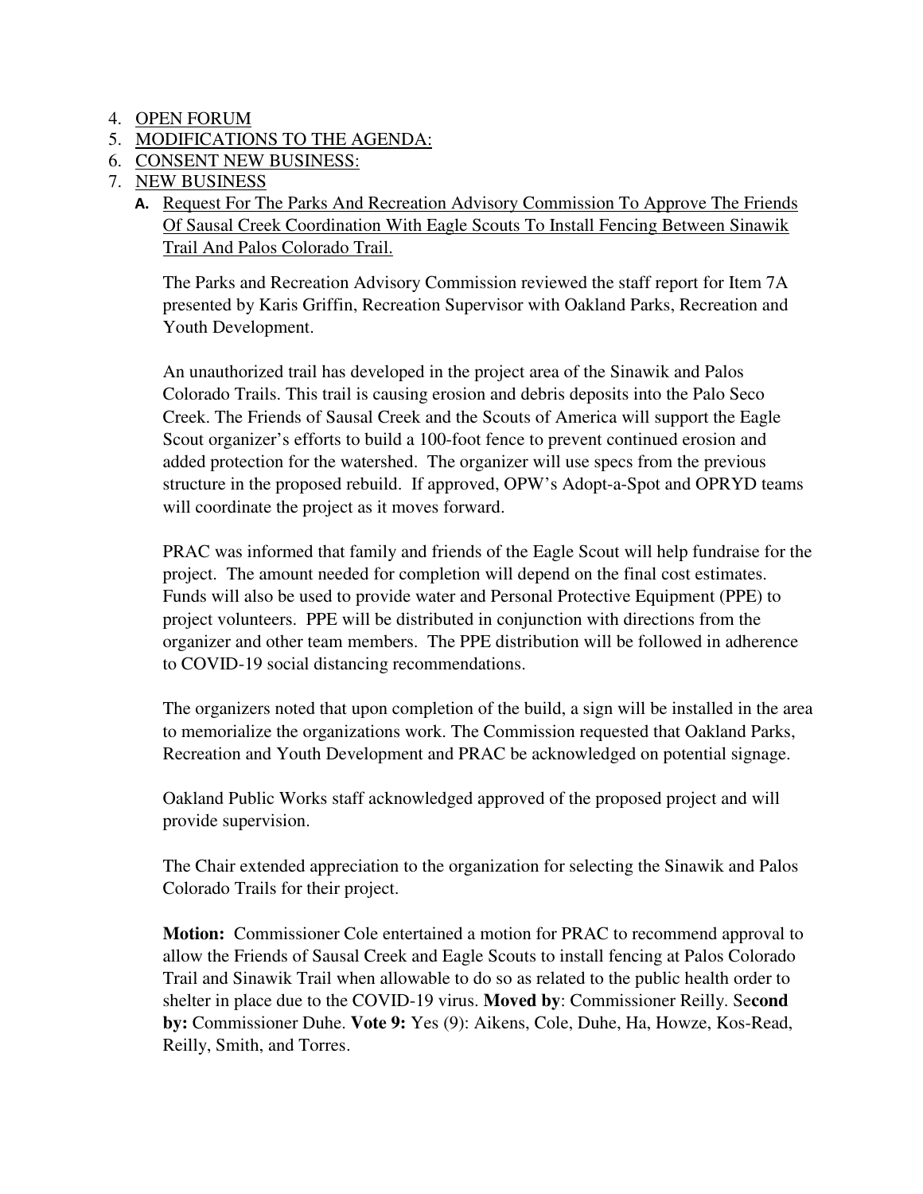4. OPEN FORUM
5. MODIFICATIONS TO THE AGENDA:
6. CONSENT NEW BUSINESS:
7. NEW BUSINESS
   **A.** Request For The Parks And Recreation Advisory Commission To Approve The Friends Of Sausal Creek Coordination With Eagle Scouts To Install Fencing Between Sinawik Trail And Palos Colorado Trail.

   The Parks and Recreation Advisory Commission reviewed the staff report for Item 7A presented by Karis Griffin, Recreation Supervisor with Oakland Parks, Recreation and Youth Development.

   An unauthorized trail has developed in the project area of the Sinawik and Palos Colorado Trails. This trail is causing erosion and debris deposits into the Palo Seco Creek. The Friends of Sausal Creek and the Scouts of America will support the Eagle Scout organizer's efforts to build a 100-foot fence to prevent continued erosion and added protection for the watershed. The organizer will use specs from the previous structure in the proposed rebuild. If approved, OPW's Adopt-a-Spot and OPRYD teams will coordinate the project as it moves forward.

   PRAC was informed that family and friends of the Eagle Scout will help fundraise for the project. The amount needed for completion will depend on the final cost estimates. Funds will also be used to provide water and Personal Protective Equipment (PPE) to project volunteers. PPE will be distributed in conjunction with directions from the organizer and other team members. The PPE distribution will be followed in adherence to COVID-19 social distancing recommendations.

   The organizers noted that upon completion of the build, a sign will be installed in the area to memorialize the organizations work. The Commission requested that Oakland Parks, Recreation and Youth Development and PRAC be acknowledged on potential signage.

   Oakland Public Works staff acknowledged approved of the proposed project and will provide supervision.

   The Chair extended appreciation to the organization for selecting the Sinawik and Palos Colorado Trails for their project.

   **Motion:** Commissioner Cole entertained a motion for PRAC to recommend approval to allow the Friends of Sausal Creek and Eagle Scouts to install fencing at Palos Colorado Trail and Sinawik Trail when allowable to do so as related to the public health order to shelter in place due to the COVID-19 virus. **Moved by**: Commissioner Reilly. Se**cond by:** Commissioner Duhe. **Vote 9:** Yes (9): Aikens, Cole, Duhe, Ha, Howze, Kos-Read, Reilly, Smith, and Torres.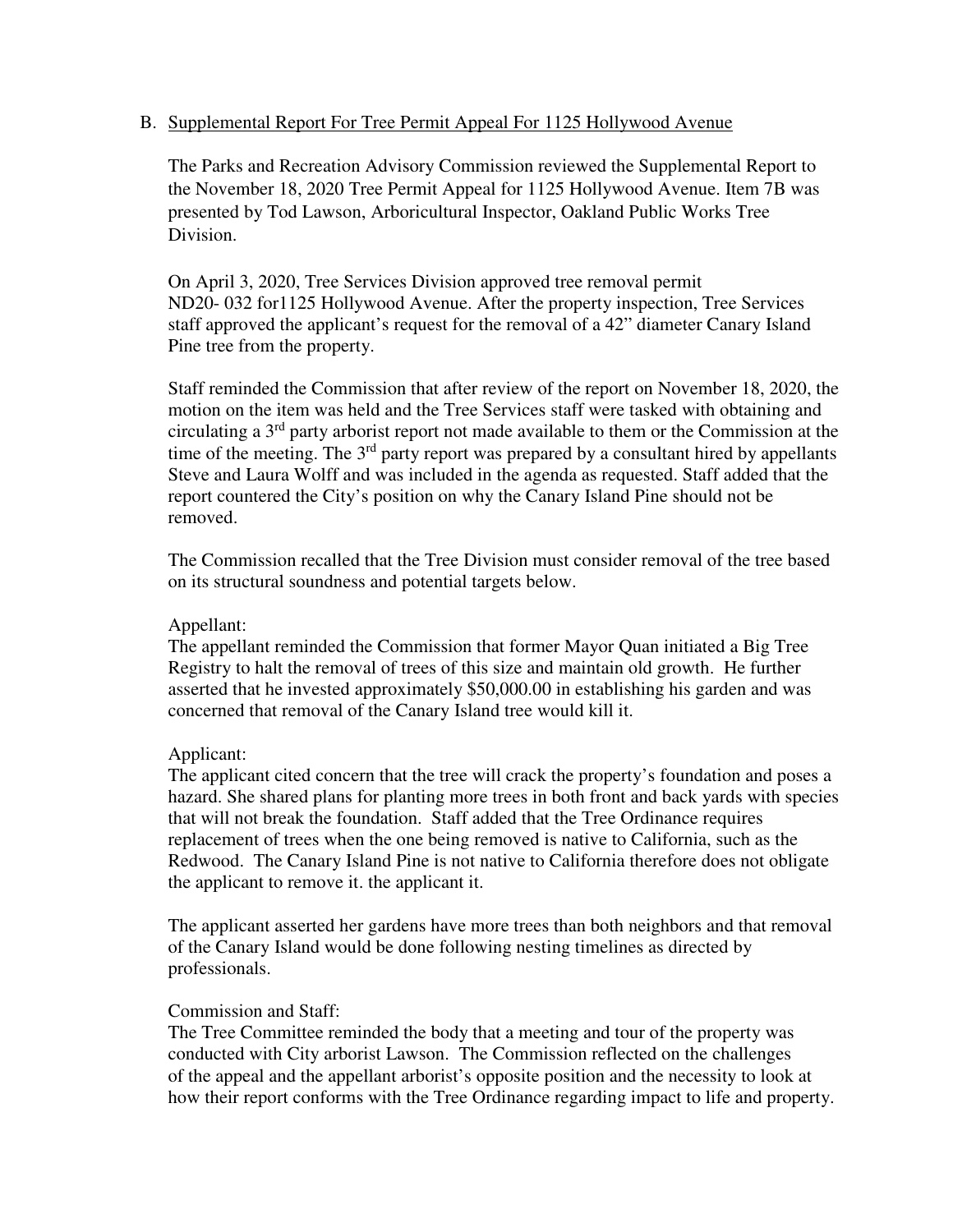B. Supplemental Report For Tree Permit Appeal For 1125 Hollywood Avenue

The Parks and Recreation Advisory Commission reviewed the Supplemental Report to the November 18, 2020 Tree Permit Appeal for 1125 Hollywood Avenue. Item 7B was presented by Tod Lawson, Arboricultural Inspector, Oakland Public Works Tree Division.

On April 3, 2020, Tree Services Division approved tree removal permit ND20- 032 for1125 Hollywood Avenue. After the property inspection, Tree Services staff approved the applicant's request for the removal of a 42" diameter Canary Island Pine tree from the property.

Staff reminded the Commission that after review of the report on November 18, 2020, the motion on the item was held and the Tree Services staff were tasked with obtaining and circulating a 3rd party arborist report not made available to them or the Commission at the time of the meeting. The 3rd party report was prepared by a consultant hired by appellants Steve and Laura Wolff and was included in the agenda as requested. Staff added that the report countered the City's position on why the Canary Island Pine should not be removed.

The Commission recalled that the Tree Division must consider removal of the tree based on its structural soundness and potential targets below.

Appellant:
The appellant reminded the Commission that former Mayor Quan initiated a Big Tree Registry to halt the removal of trees of this size and maintain old growth. He further asserted that he invested approximately $50,000.00 in establishing his garden and was concerned that removal of the Canary Island tree would kill it.

Applicant:
The applicant cited concern that the tree will crack the property's foundation and poses a hazard. She shared plans for planting more trees in both front and back yards with species that will not break the foundation. Staff added that the Tree Ordinance requires replacement of trees when the one being removed is native to California, such as the Redwood. The Canary Island Pine is not native to California therefore does not obligate the applicant to remove it. the applicant it.

The applicant asserted her gardens have more trees than both neighbors and that removal of the Canary Island would be done following nesting timelines as directed by professionals.

Commission and Staff:
The Tree Committee reminded the body that a meeting and tour of the property was conducted with City arborist Lawson. The Commission reflected on the challenges of the appeal and the appellant arborist's opposite position and the necessity to look at how their report conforms with the Tree Ordinance regarding impact to life and property.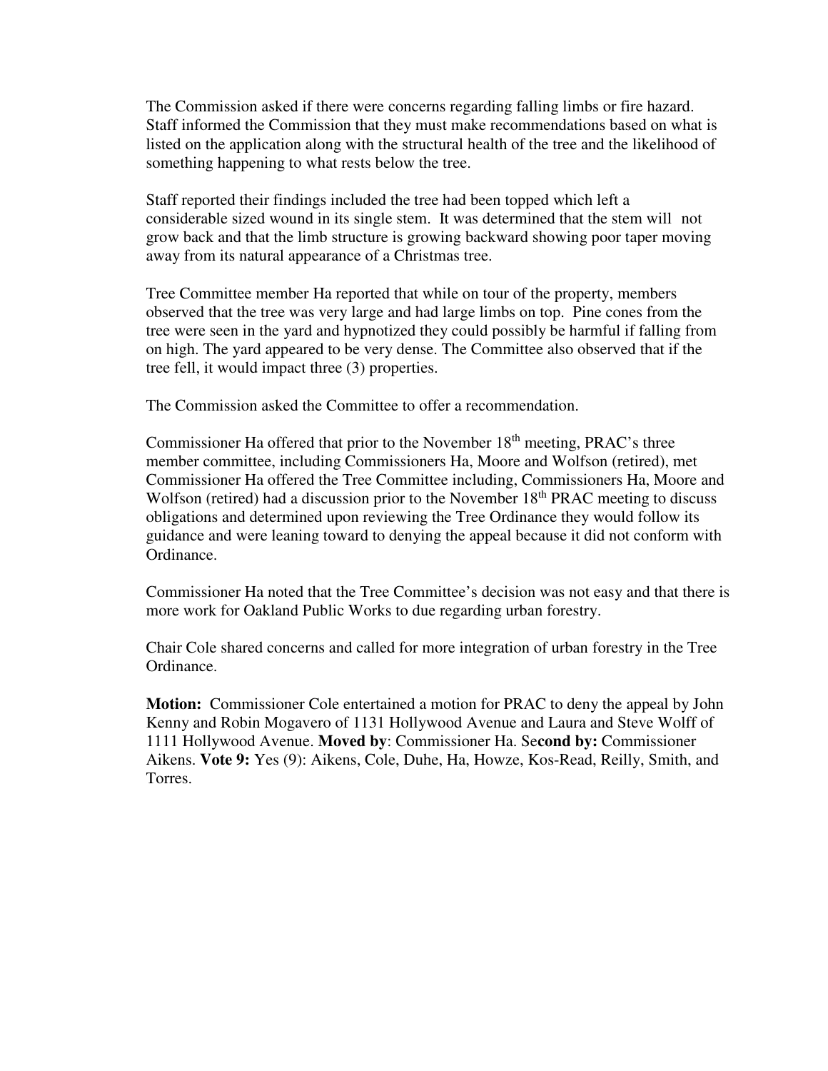The Commission asked if there were concerns regarding falling limbs or fire hazard. Staff informed the Commission that they must make recommendations based on what is listed on the application along with the structural health of the tree and the likelihood of something happening to what rests below the tree.

Staff reported their findings included the tree had been topped which left a considerable sized wound in its single stem. It was determined that the stem will not grow back and that the limb structure is growing backward showing poor taper moving away from its natural appearance of a Christmas tree.

Tree Committee member Ha reported that while on tour of the property, members observed that the tree was very large and had large limbs on top. Pine cones from the tree were seen in the yard and hypnotized they could possibly be harmful if falling from on high. The yard appeared to be very dense. The Committee also observed that if the tree fell, it would impact three (3) properties.

The Commission asked the Committee to offer a recommendation.

Commissioner Ha offered that prior to the November 18th meeting, PRAC's three member committee, including Commissioners Ha, Moore and Wolfson (retired), met Commissioner Ha offered the Tree Committee including, Commissioners Ha, Moore and Wolfson (retired) had a discussion prior to the November 18th PRAC meeting to discuss obligations and determined upon reviewing the Tree Ordinance they would follow its guidance and were leaning toward to denying the appeal because it did not conform with Ordinance.

Commissioner Ha noted that the Tree Committee's decision was not easy and that there is more work for Oakland Public Works to due regarding urban forestry.

Chair Cole shared concerns and called for more integration of urban forestry in the Tree Ordinance.

**Motion:** Commissioner Cole entertained a motion for PRAC to deny the appeal by John Kenny and Robin Mogavero of 1131 Hollywood Avenue and Laura and Steve Wolff of 1111 Hollywood Avenue. **Moved by**: Commissioner Ha. **Second by:** Commissioner Aikens. **Vote 9:** Yes (9): Aikens, Cole, Duhe, Ha, Howze, Kos-Read, Reilly, Smith, and Torres.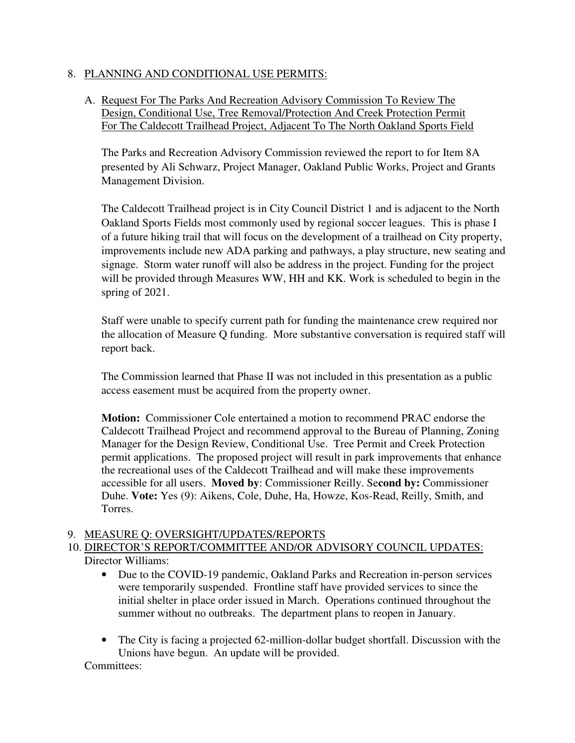8. <u>PLANNING AND CONDITIONAL USE PERMITS:</u>

   A. <u>Request For The Parks And Recreation Advisory Commission To Review The Design, Conditional Use, Tree Removal/Protection And Creek Protection Permit For The Caldecott Trailhead Project, Adjacent To The North Oakland Sports Field</u>

   The Parks and Recreation Advisory Commission reviewed the report to for Item 8A presented by Ali Schwarz, Project Manager, Oakland Public Works, Project and Grants Management Division.

   The Caldecott Trailhead project is in City Council District 1 and is adjacent to the North Oakland Sports Fields most commonly used by regional soccer leagues. This is phase I of a future hiking trail that will focus on the development of a trailhead on City property, improvements include new ADA parking and pathways, a play structure, new seating and signage. Storm water runoff will also be address in the project. Funding for the project will be provided through Measures WW, HH and KK. Work is scheduled to begin in the spring of 2021.

   Staff were unable to specify current path for funding the maintenance crew required nor the allocation of Measure Q funding. More substantive conversation is required staff will report back.

   The Commission learned that Phase II was not included in this presentation as a public access easement must be acquired from the property owner.

   **Motion:** Commissioner Cole entertained a motion to recommend PRAC endorse the Caldecott Trailhead Project and recommend approval to the Bureau of Planning, Zoning Manager for the Design Review, Conditional Use. Tree Permit and Creek Protection permit applications. The proposed project will result in park improvements that enhance the recreational uses of the Caldecott Trailhead and will make these improvements accessible for all users. **Moved by**: Commissioner Reilly. Se**cond by:** Commissioner Duhe. **Vote:** Yes (9): Aikens, Cole, Duhe, Ha, Howze, Kos-Read, Reilly, Smith, and Torres.

9. <u>MEASURE Q: OVERSIGHT/UPDATES/REPORTS</u>
10. <u>DIRECTOR'S REPORT/COMMITTEE AND/OR ADVISORY COUNCIL UPDATES:</u>
    Director Williams:
    - Due to the COVID-19 pandemic, Oakland Parks and Recreation in-person services were temporarily suspended. Frontline staff have provided services to since the initial shelter in place order issued in March. Operations continued throughout the summer without no outbreaks. The department plans to reopen in January.

    - The City is facing a projected 62-million-dollar budget shortfall. Discussion with the Unions have begun. An update will be provided.

    Committees: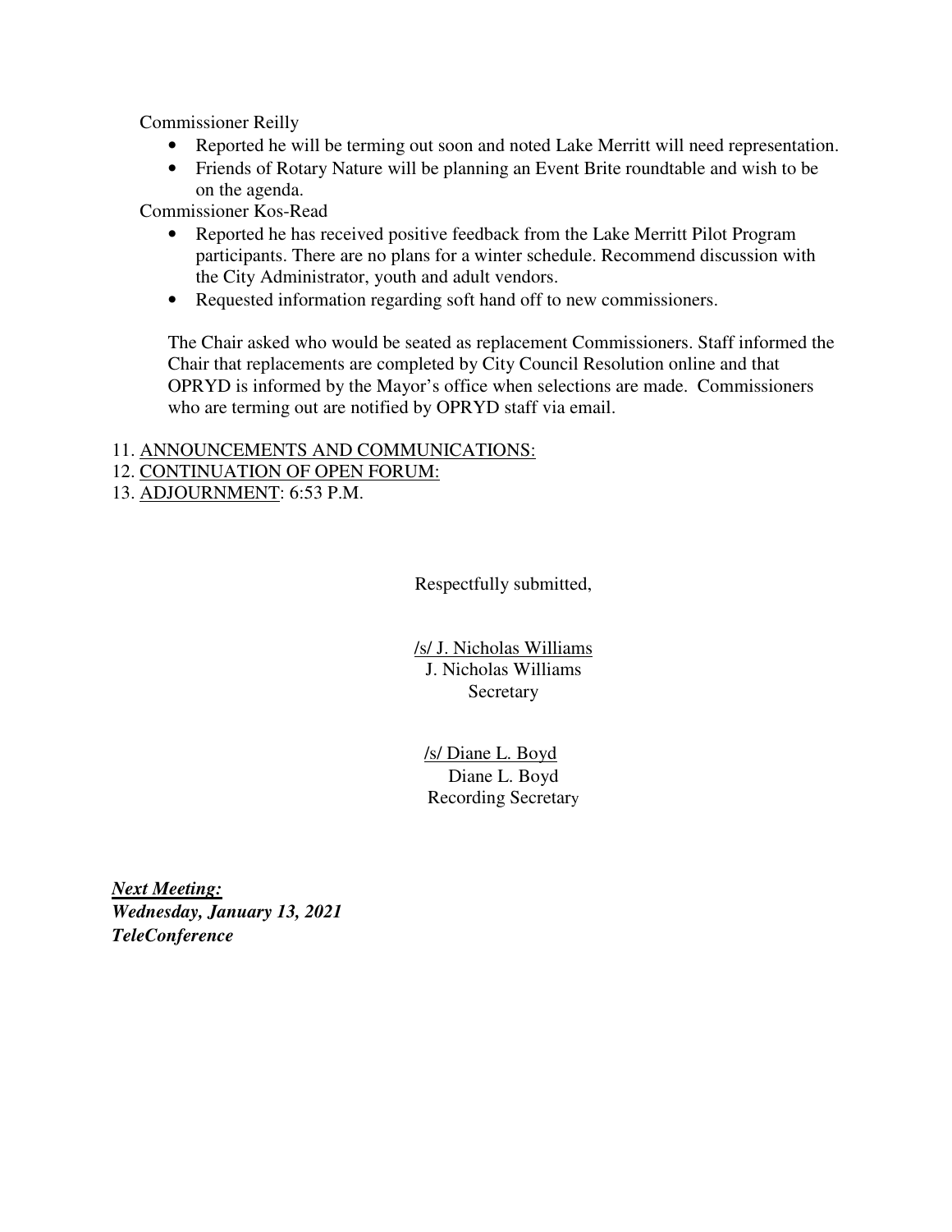Commissioner Reilly

- Reported he will be terming out soon and noted Lake Merritt will need representation.
- Friends of Rotary Nature will be planning an Event Brite roundtable and wish to be on the agenda.

Commissioner Kos-Read

- Reported he has received positive feedback from the Lake Merritt Pilot Program participants. There are no plans for a winter schedule. Recommend discussion with the City Administrator, youth and adult vendors.
- Requested information regarding soft hand off to new commissioners.

The Chair asked who would be seated as replacement Commissioners. Staff informed the Chair that replacements are completed by City Council Resolution online and that OPRYD is informed by the Mayor's office when selections are made. Commissioners who are terming out are notified by OPRYD staff via email.

11. ANNOUNCEMENTS AND COMMUNICATIONS:
12. CONTINUATION OF OPEN FORUM:
13. ADJOURNMENT: 6:53 P.M.

Respectfully submitted,

/s/ J. Nicholas Williams
J. Nicholas Williams
Secretary

/s/ Diane L. Boyd
Diane L. Boyd
Recording Secretary

***Next Meeting:***
***Wednesday, January 13, 2021***
***TeleConference***